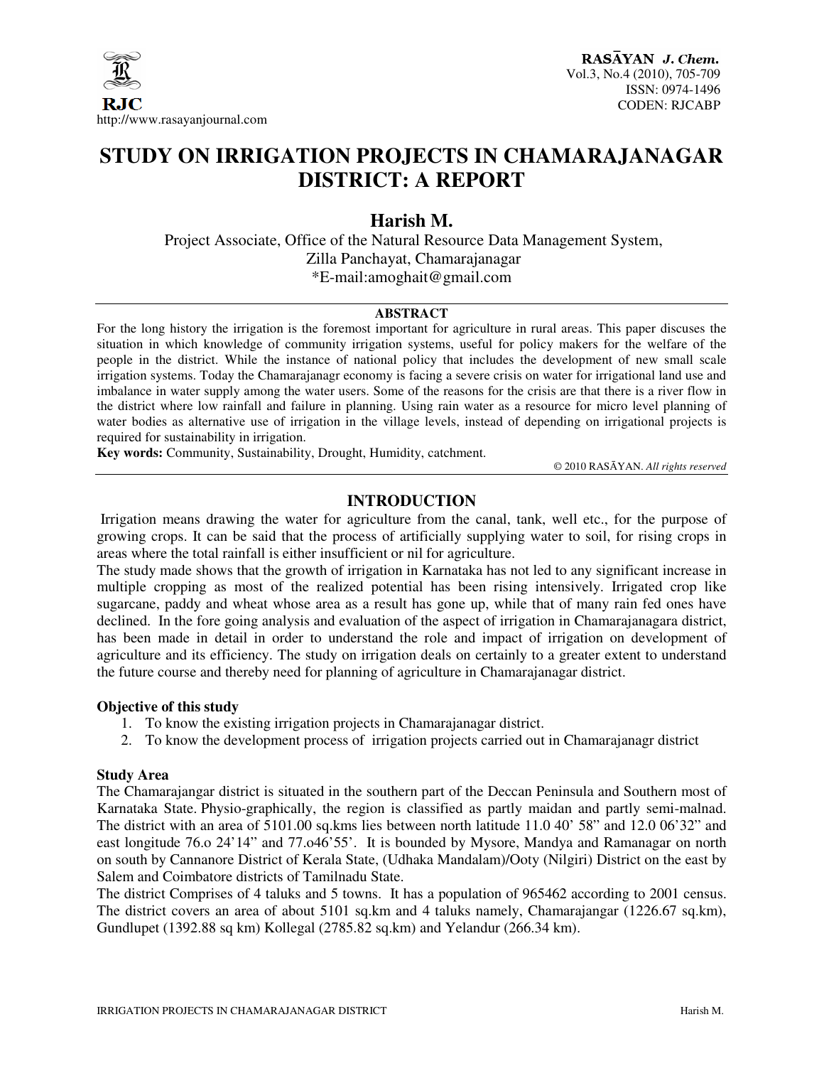# STUDY ON IRRIGATION PROJECTS IN CHAMARAJANAGAR DISTRICT: A REPORT

## Harish M.

Project Associate, Office of the Natural Resource Data Management System,
Zilla Panchayat, Chamarajanagar
*E-mail:amoghait@gmail.com

### ABSTRACT

For the long history the irrigation is the foremost important for agriculture in rural areas. This paper discuses the situation in which knowledge of community irrigation systems, useful for policy makers for the welfare of the people in the district. While the instance of national policy that includes the development of new small scale irrigation systems. Today the Chamarajanagr economy is facing a severe crisis on water for irrigational land use and imbalance in water supply among the water users. Some of the reasons for the crisis are that there is a river flow in the district where low rainfall and failure in planning. Using rain water as a resource for micro level planning of water bodies as alternative use of irrigation in the village levels, instead of depending on irrigational projects is required for sustainability in irrigation.

**Key words:** Community, Sustainability, Drought, Humidity, catchment.

© 2010 RASĀYAN. *All rights reserved*

## INTRODUCTION

Irrigation means drawing the water for agriculture from the canal, tank, well etc., for the purpose of growing crops. It can be said that the process of artificially supplying water to soil, for rising crops in areas where the total rainfall is either insufficient or nil for agriculture.

The study made shows that the growth of irrigation in Karnataka has not led to any significant increase in multiple cropping as most of the realized potential has been rising intensively. Irrigated crop like sugarcane, paddy and wheat whose area as a result has gone up, while that of many rain fed ones have declined. In the fore going analysis and evaluation of the aspect of irrigation in Chamarajanagara district, has been made in detail in order to understand the role and impact of irrigation on development of agriculture and its efficiency. The study on irrigation deals on certainly to a greater extent to understand the future course and thereby need for planning of agriculture in Chamarajanagar district.

### Objective of this study

1. To know the existing irrigation projects in Chamarajanagar district.
2. To know the development process of irrigation projects carried out in Chamarajanagr district

### Study Area

The Chamarajangar district is situated in the southern part of the Deccan Peninsula and Southern most of Karnataka State. Physio-graphically, the region is classified as partly maidan and partly semi-malnad. The district with an area of 5101.00 sq.kms lies between north latitude 11.0 40' 58" and 12.0 06'32" and east longitude 76.o 24'14" and 77.o46'55'. It is bounded by Mysore, Mandya and Ramanagar on north on south by Cannanore District of Kerala State, (Udhaka Mandalam)/Ooty (Nilgiri) District on the east by Salem and Coimbatore districts of Tamilnadu State.

The district Comprises of 4 taluks and 5 towns. It has a population of 965462 according to 2001 census. The district covers an area of about 5101 sq.km and 4 taluks namely, Chamarajangar (1226.67 sq.km), Gundlupet (1392.88 sq km) Kollegal (2785.82 sq.km) and Yelandur (266.34 km).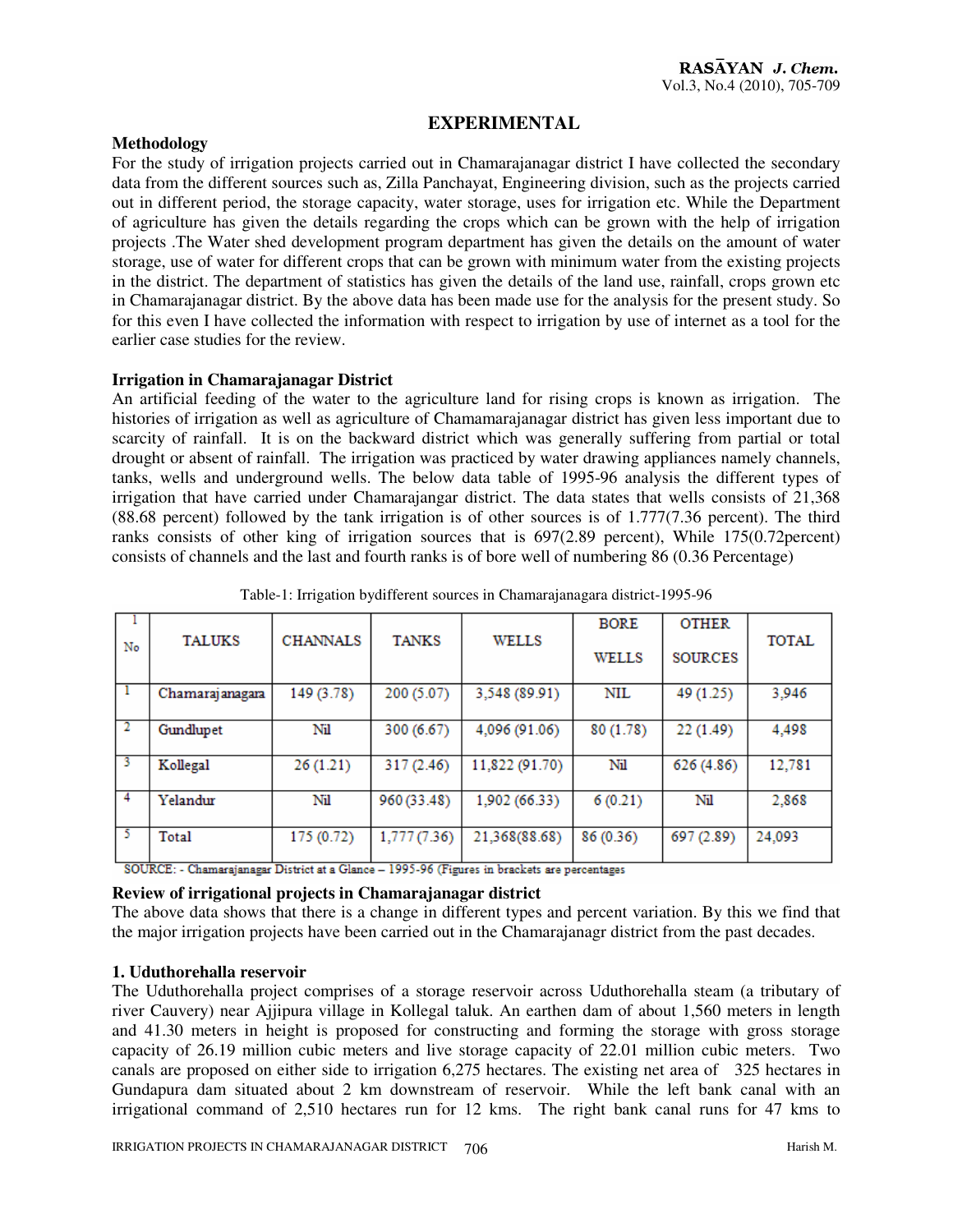## EXPERIMENTAL

### Methodology

For the study of irrigation projects carried out in Chamarajanagar district I have collected the secondary data from the different sources such as, Zilla Panchayat, Engineering division, such as the projects carried out in different period, the storage capacity, water storage, uses for irrigation etc. While the Department of agriculture has given the details regarding the crops which can be grown with the help of irrigation projects .The Water shed development program department has given the details on the amount of water storage, use of water for different crops that can be grown with minimum water from the existing projects in the district. The department of statistics has given the details of the land use, rainfall, crops grown etc in Chamarajanagar district. By the above data has been made use for the analysis for the present study. So for this even I have collected the information with respect to irrigation by use of internet as a tool for the earlier case studies for the review.

### Irrigation in Chamarajanagar District

An artificial feeding of the water to the agriculture land for rising crops is known as irrigation. The histories of irrigation as well as agriculture of Chamamarajanagar district has given less important due to scarcity of rainfall. It is on the backward district which was generally suffering from partial or total drought or absent of rainfall. The irrigation was practiced by water drawing appliances namely channels, tanks, wells and underground wells. The below data table of 1995-96 analysis the different types of irrigation that have carried under Chamarajangar district. The data states that wells consists of 21,368 (88.68 percent) followed by the tank irrigation is of other sources is of 1.777(7.36 percent). The third ranks consists of other king of irrigation sources that is 697(2.89 percent), While 175(0.72percent) consists of channels and the last and fourth ranks is of bore well of numbering 86 (0.36 Percentage)

Table-1: Irrigation bydifferent sources in Chamarajanagara district-1995-96

| Sl No | TALUKS | CHANNALS | TANKS | WELLS | BORE WELLS | OTHER SOURCES | TOTAL |
|---|---|---|---|---|---|---|---|
| 1 | Chamarajanagara | 149 (3.78) | 200 (5.07) | 3,548 (89.91) | NIL | 49 (1.25) | 3,946 |
| 2 | Gundlupet | Nil | 300 (6.67) | 4,096 (91.06) | 80 (1.78) | 22 (1.49) | 4,498 |
| 3 | Kollegal | 26 (1.21) | 317 (2.46) | 11,822 (91.70) | Nil | 626 (4.86) | 12,781 |
| 4 | Yelandur | Nil | 960 (33.48) | 1,902 (66.33) | 6 (0.21) | Nil | 2,868 |
| 5 | Total | 175 (0.72) | 1,777 (7.36) | 21,368(88.68) | 86 (0.36) | 697 (2.89) | 24,093 |

SOURCE: - Chamarajanagar District at a Glance – 1995-96 (Figures in brackets are percentages

### Review of irrigational projects in Chamarajanagar district

The above data shows that there is a change in different types and percent variation. By this we find that the major irrigation projects have been carried out in the Chamarajanagr district from the past decades.

### 1. Uduthorehalla reservoir

The Uduthorehalla project comprises of a storage reservoir across Uduthorehalla steam (a tributary of river Cauvery) near Ajjipura village in Kollegal taluk. An earthen dam of about 1,560 meters in length and 41.30 meters in height is proposed for constructing and forming the storage with gross storage capacity of 26.19 million cubic meters and live storage capacity of 22.01 million cubic meters. Two canals are proposed on either side to irrigation 6,275 hectares. The existing net area of 325 hectares in Gundapura dam situated about 2 km downstream of reservoir. While the left bank canal with an irrigational command of 2,510 hectares run for 12 kms. The right bank canal runs for 47 kms to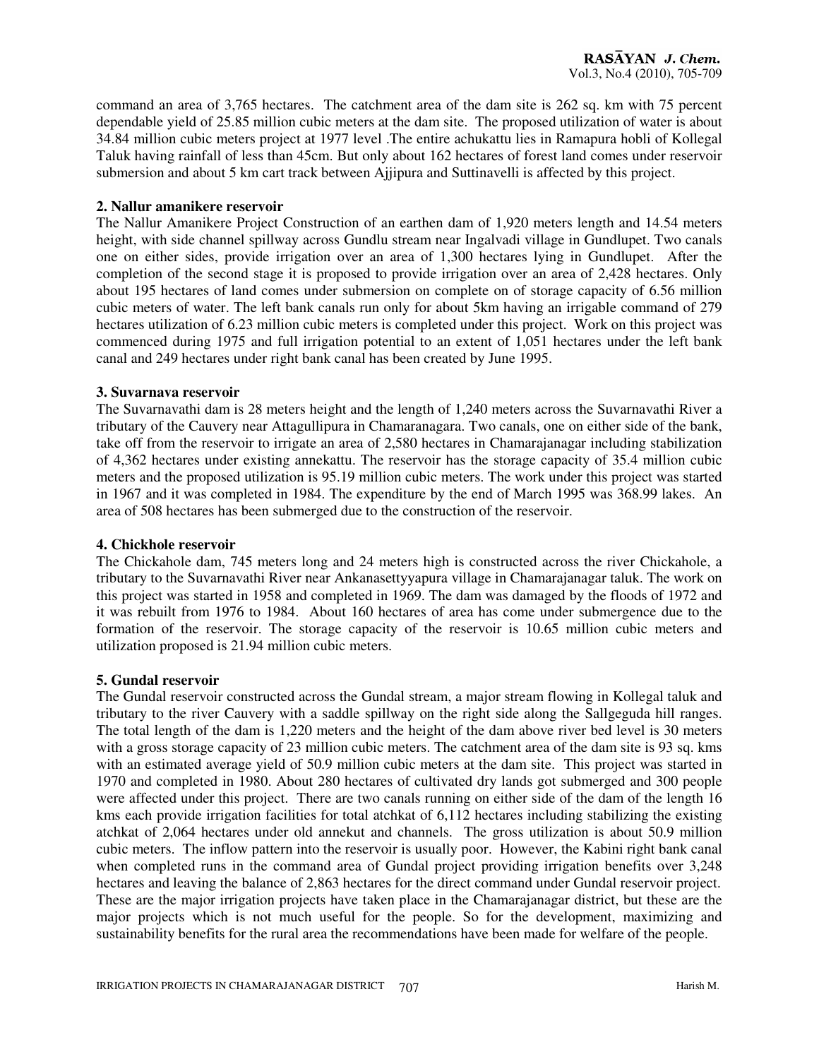command an area of 3,765 hectares. The catchment area of the dam site is 262 sq. km with 75 percent dependable yield of 25.85 million cubic meters at the dam site. The proposed utilization of water is about 34.84 million cubic meters project at 1977 level .The entire achukattu lies in Ramapura hobli of Kollegal Taluk having rainfall of less than 45cm. But only about 162 hectares of forest land comes under reservoir submersion and about 5 km cart track between Ajjipura and Suttinavelli is affected by this project.

**2. Nallur amanikere reservoir**

The Nallur Amanikere Project Construction of an earthen dam of 1,920 meters length and 14.54 meters height, with side channel spillway across Gundlu stream near Ingalvadi village in Gundlupet. Two canals one on either sides, provide irrigation over an area of 1,300 hectares lying in Gundlupet. After the completion of the second stage it is proposed to provide irrigation over an area of 2,428 hectares. Only about 195 hectares of land comes under submersion on complete on of storage capacity of 6.56 million cubic meters of water. The left bank canals run only for about 5km having an irrigable command of 279 hectares utilization of 6.23 million cubic meters is completed under this project. Work on this project was commenced during 1975 and full irrigation potential to an extent of 1,051 hectares under the left bank canal and 249 hectares under right bank canal has been created by June 1995.

**3. Suvarnava reservoir**

The Suvarnavathi dam is 28 meters height and the length of 1,240 meters across the Suvarnavathi River a tributary of the Cauvery near Attagullipura in Chamaranagara. Two canals, one on either side of the bank, take off from the reservoir to irrigate an area of 2,580 hectares in Chamarajanagar including stabilization of 4,362 hectares under existing annekattu. The reservoir has the storage capacity of 35.4 million cubic meters and the proposed utilization is 95.19 million cubic meters. The work under this project was started in 1967 and it was completed in 1984. The expenditure by the end of March 1995 was 368.99 lakes. An area of 508 hectares has been submerged due to the construction of the reservoir.

**4. Chickhole reservoir**

The Chickahole dam, 745 meters long and 24 meters high is constructed across the river Chickahole, a tributary to the Suvarnavathi River near Ankanasettyyapura village in Chamarajanagar taluk. The work on this project was started in 1958 and completed in 1969. The dam was damaged by the floods of 1972 and it was rebuilt from 1976 to 1984. About 160 hectares of area has come under submergence due to the formation of the reservoir. The storage capacity of the reservoir is 10.65 million cubic meters and utilization proposed is 21.94 million cubic meters.

**5. Gundal reservoir**

The Gundal reservoir constructed across the Gundal stream, a major stream flowing in Kollegal taluk and tributary to the river Cauvery with a saddle spillway on the right side along the Sallgeguda hill ranges. The total length of the dam is 1,220 meters and the height of the dam above river bed level is 30 meters with a gross storage capacity of 23 million cubic meters. The catchment area of the dam site is 93 sq. kms with an estimated average yield of 50.9 million cubic meters at the dam site. This project was started in 1970 and completed in 1980. About 280 hectares of cultivated dry lands got submerged and 300 people were affected under this project. There are two canals running on either side of the dam of the length 16 kms each provide irrigation facilities for total atchkat of 6,112 hectares including stabilizing the existing atchkat of 2,064 hectares under old annekut and channels. The gross utilization is about 50.9 million cubic meters. The inflow pattern into the reservoir is usually poor. However, the Kabini right bank canal when completed runs in the command area of Gundal project providing irrigation benefits over 3,248 hectares and leaving the balance of 2,863 hectares for the direct command under Gundal reservoir project. These are the major irrigation projects have taken place in the Chamarajanagar district, but these are the major projects which is not much useful for the people. So for the development, maximizing and sustainability benefits for the rural area the recommendations have been made for welfare of the people.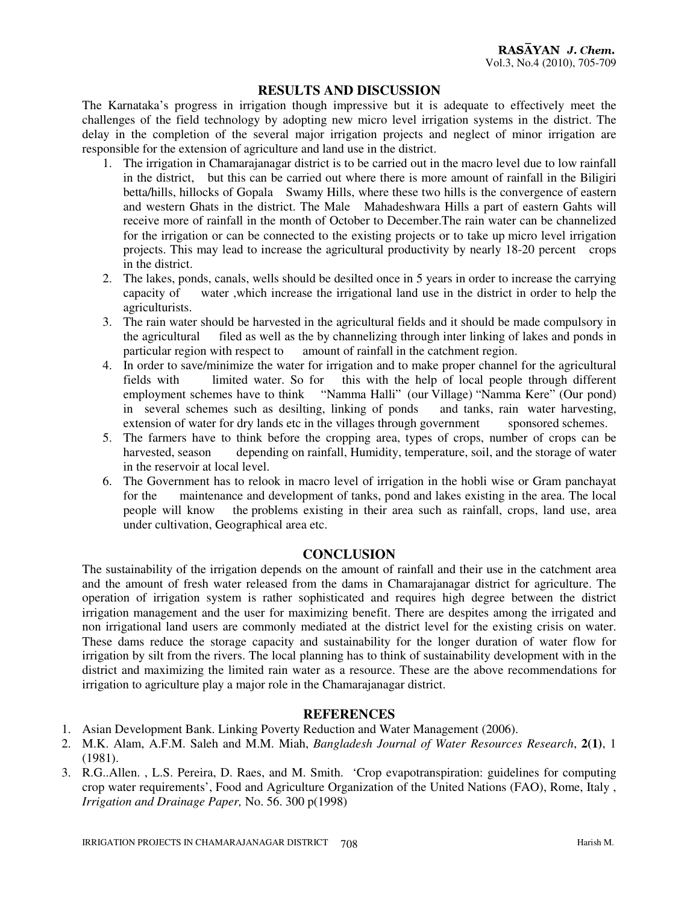## RESULTS AND DISCUSSION

The Karnataka's progress in irrigation though impressive but it is adequate to effectively meet the challenges of the field technology by adopting new micro level irrigation systems in the district. The delay in the completion of the several major irrigation projects and neglect of minor irrigation are responsible for the extension of agriculture and land use in the district.

1. The irrigation in Chamarajanagar district is to be carried out in the macro level due to low rainfall in the district, but this can be carried out where there is more amount of rainfall in the Biligiri betta/hills, hillocks of Gopala Swamy Hills, where these two hills is the convergence of eastern and western Ghats in the district. The Male Mahadeshwara Hills a part of eastern Gahts will receive more of rainfall in the month of October to December.The rain water can be channelized for the irrigation or can be connected to the existing projects or to take up micro level irrigation projects. This may lead to increase the agricultural productivity by nearly 18-20 percent crops in the district.
2. The lakes, ponds, canals, wells should be desilted once in 5 years in order to increase the carrying capacity of water ,which increase the irrigational land use in the district in order to help the agriculturists.
3. The rain water should be harvested in the agricultural fields and it should be made compulsory in the agricultural filed as well as the by channelizing through inter linking of lakes and ponds in particular region with respect to amount of rainfall in the catchment region.
4. In order to save/minimize the water for irrigation and to make proper channel for the agricultural fields with limited water. So for this with the help of local people through different employment schemes have to think "Namma Halli" (our Village) "Namma Kere" (Our pond) in several schemes such as desilting, linking of ponds and tanks, rain water harvesting, extension of water for dry lands etc in the villages through government sponsored schemes.
5. The farmers have to think before the cropping area, types of crops, number of crops can be harvested, season depending on rainfall, Humidity, temperature, soil, and the storage of water in the reservoir at local level.
6. The Government has to relook in macro level of irrigation in the hobli wise or Gram panchayat for the maintenance and development of tanks, pond and lakes existing in the area. The local people will know the problems existing in their area such as rainfall, crops, land use, area under cultivation, Geographical area etc.

## CONCLUSION

The sustainability of the irrigation depends on the amount of rainfall and their use in the catchment area and the amount of fresh water released from the dams in Chamarajanagar district for agriculture. The operation of irrigation system is rather sophisticated and requires high degree between the district irrigation management and the user for maximizing benefit. There are despites among the irrigated and non irrigational land users are commonly mediated at the district level for the existing crisis on water. These dams reduce the storage capacity and sustainability for the longer duration of water flow for irrigation by silt from the rivers. The local planning has to think of sustainability development with in the district and maximizing the limited rain water as a resource. These are the above recommendations for irrigation to agriculture play a major role in the Chamarajanagar district.

## REFERENCES

1. Asian Development Bank. Linking Poverty Reduction and Water Management (2006).
2. M.K. Alam, A.F.M. Saleh and M.M. Miah, *Bangladesh Journal of Water Resources Research*, **2(1)**, 1 (1981).
3. R.G..Allen. , L.S. Pereira, D. Raes, and M. Smith. 'Crop evapotranspiration: guidelines for computing crop water requirements', Food and Agriculture Organization of the United Nations (FAO), Rome, Italy , *Irrigation and Drainage Paper,* No. 56. 300 p(1998)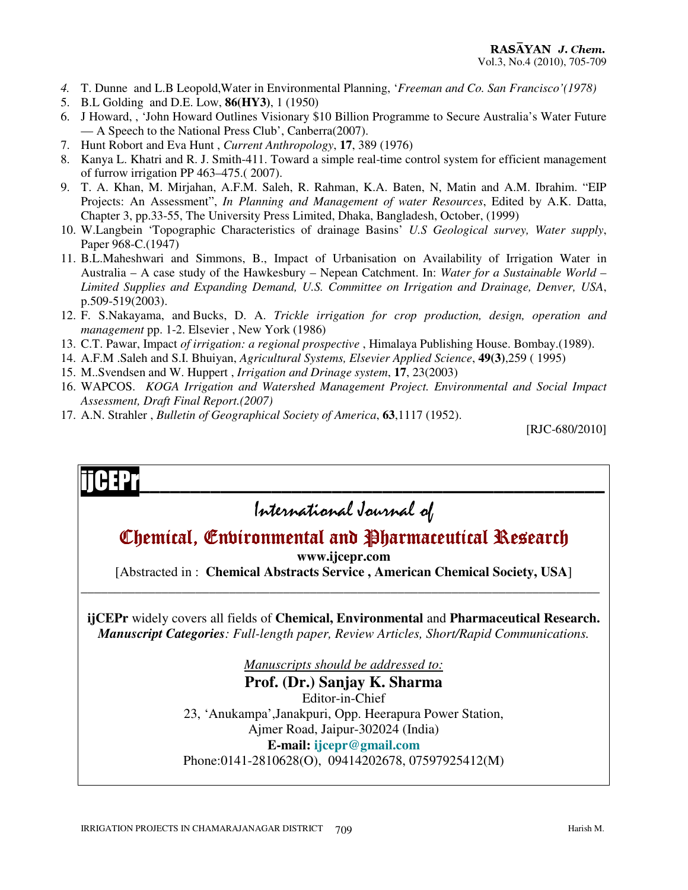4. T. Dunne and L.B Leopold,Water in Environmental Planning, '*Freeman and Co. San Francisco'(1978)*
5. B.L Golding and D.E. Low, **86(HY3)**, 1 (1950)
6. J Howard, , 'John Howard Outlines Visionary $10 Billion Programme to Secure Australia's Water Future — A Speech to the National Press Club', Canberra(2007).
7. Hunt Robort and Eva Hunt , *Current Anthropology*, **17**, 389 (1976)
8. Kanya L. Khatri and R. J. Smith-411. Toward a simple real-time control system for efficient management of furrow irrigation PP 463–475.( 2007).
9. T. A. Khan, M. Mirjahan, A.F.M. Saleh, R. Rahman, K.A. Baten, N, Matin and A.M. Ibrahim. "EIP Projects: An Assessment", *In Planning and Management of water Resources*, Edited by A.K. Datta, Chapter 3, pp.33-55, The University Press Limited, Dhaka, Bangladesh, October, (1999)
10. W.Langbein 'Topographic Characteristics of drainage Basins' *U.S Geological survey, Water supply*, Paper 968-C.(1947)
11. B.L.Maheshwari and Simmons, B., Impact of Urbanisation on Availability of Irrigation Water in Australia – A case study of the Hawkesbury – Nepean Catchment. In: *Water for a Sustainable World – Limited Supplies and Expanding Demand, U.S. Committee on Irrigation and Drainage, Denver, USA*, p.509-519(2003).
12. F. S.Nakayama, and Bucks, D. A. *Trickle irrigation for crop production, design, operation and management* pp. 1-2. Elsevier , New York (1986)
13. C.T. Pawar, Impact *of irrigation: a regional prospective* , Himalaya Publishing House. Bombay.(1989).
14. A.F.M .Saleh and S.I. Bhuiyan, *Agricultural Systems, Elsevier Applied Science*, **49(3)**,259 ( 1995)
15. M..Svendsen and W. Huppert , *Irrigation and Drinage system*, **17**, 23(2003)
16. WAPCOS. *KOGA Irrigation and Watershed Management Project. Environmental and Social Impact Assessment, Draft Final Report.(2007)*
17. A.N. Strahler , *Bulletin of Geographical Society of America*, **63**,1117 (1952).

[RJC-680/2010]

---

**ijCEPr**

International Journal of

## Chemical, Environmental and Pharmaceutical Research

**www.ijcepr.com**

[Abstracted in : **Chemical Abstracts Service , American Chemical Society, USA**]

**ijCEPr** widely covers all fields of **Chemical, Environmental** and **Pharmaceutical Research.**
***Manuscript Categories****: Full-length paper, Review Articles, Short/Rapid Communications.*

*Manuscripts should be addressed to:*

**Prof. (Dr.) Sanjay K. Sharma**

Editor-in-Chief

23, 'Anukampa',Janakpuri, Opp. Heerapura Power Station,

Ajmer Road, Jaipur-302024 (India)

**E-mail: ijcepr@gmail.com**

Phone:0141-2810628(O), 09414202678, 07597925412(M)